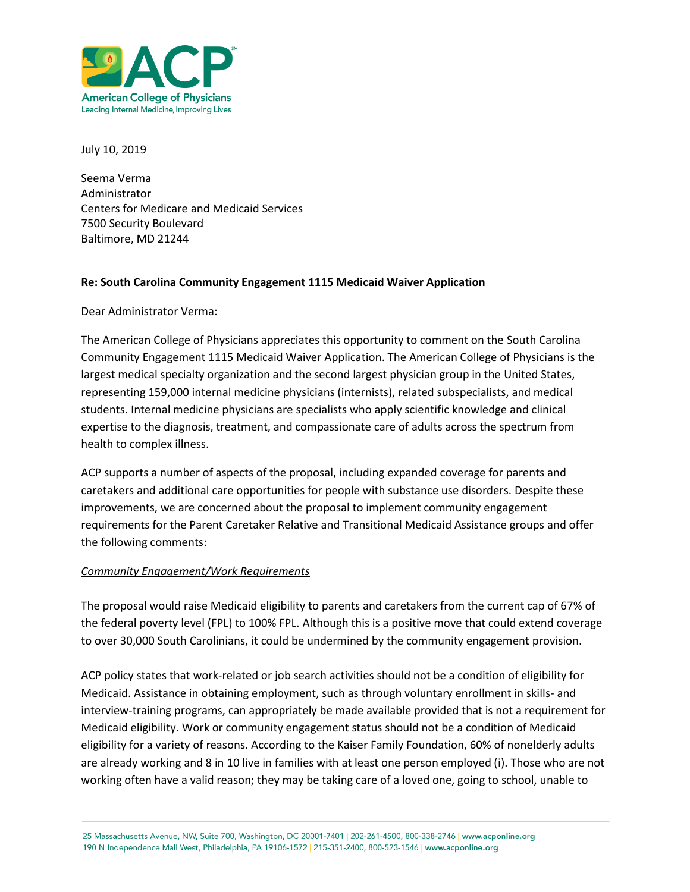July 10, 2019

Seema Verma
Administrator
Centers for Medicare and Medicaid Services
7500 Security Boulevard
Baltimore, MD 21244

**Re: South Carolina Community Engagement 1115 Medicaid Waiver Application**

Dear Administrator Verma:

The American College of Physicians appreciates this opportunity to comment on the South Carolina Community Engagement 1115 Medicaid Waiver Application. The American College of Physicians is the largest medical specialty organization and the second largest physician group in the United States, representing 159,000 internal medicine physicians (internists), related subspecialists, and medical students. Internal medicine physicians are specialists who apply scientific knowledge and clinical expertise to the diagnosis, treatment, and compassionate care of adults across the spectrum from health to complex illness.

ACP supports a number of aspects of the proposal, including expanded coverage for parents and caretakers and additional care opportunities for people with substance use disorders. Despite these improvements, we are concerned about the proposal to implement community engagement requirements for the Parent Caretaker Relative and Transitional Medicaid Assistance groups and offer the following comments:

*Community Engagement/Work Requirements*

The proposal would raise Medicaid eligibility to parents and caretakers from the current cap of 67% of the federal poverty level (FPL) to 100% FPL. Although this is a positive move that could extend coverage to over 30,000 South Carolinians, it could be undermined by the community engagement provision.

ACP policy states that work-related or job search activities should not be a condition of eligibility for Medicaid. Assistance in obtaining employment, such as through voluntary enrollment in skills- and interview-training programs, can appropriately be made available provided that is not a requirement for Medicaid eligibility. Work or community engagement status should not be a condition of Medicaid eligibility for a variety of reasons. According to the Kaiser Family Foundation, 60% of nonelderly adults are already working and 8 in 10 live in families with at least one person employed (i). Those who are not working often have a valid reason; they may be taking care of a loved one, going to school, unable to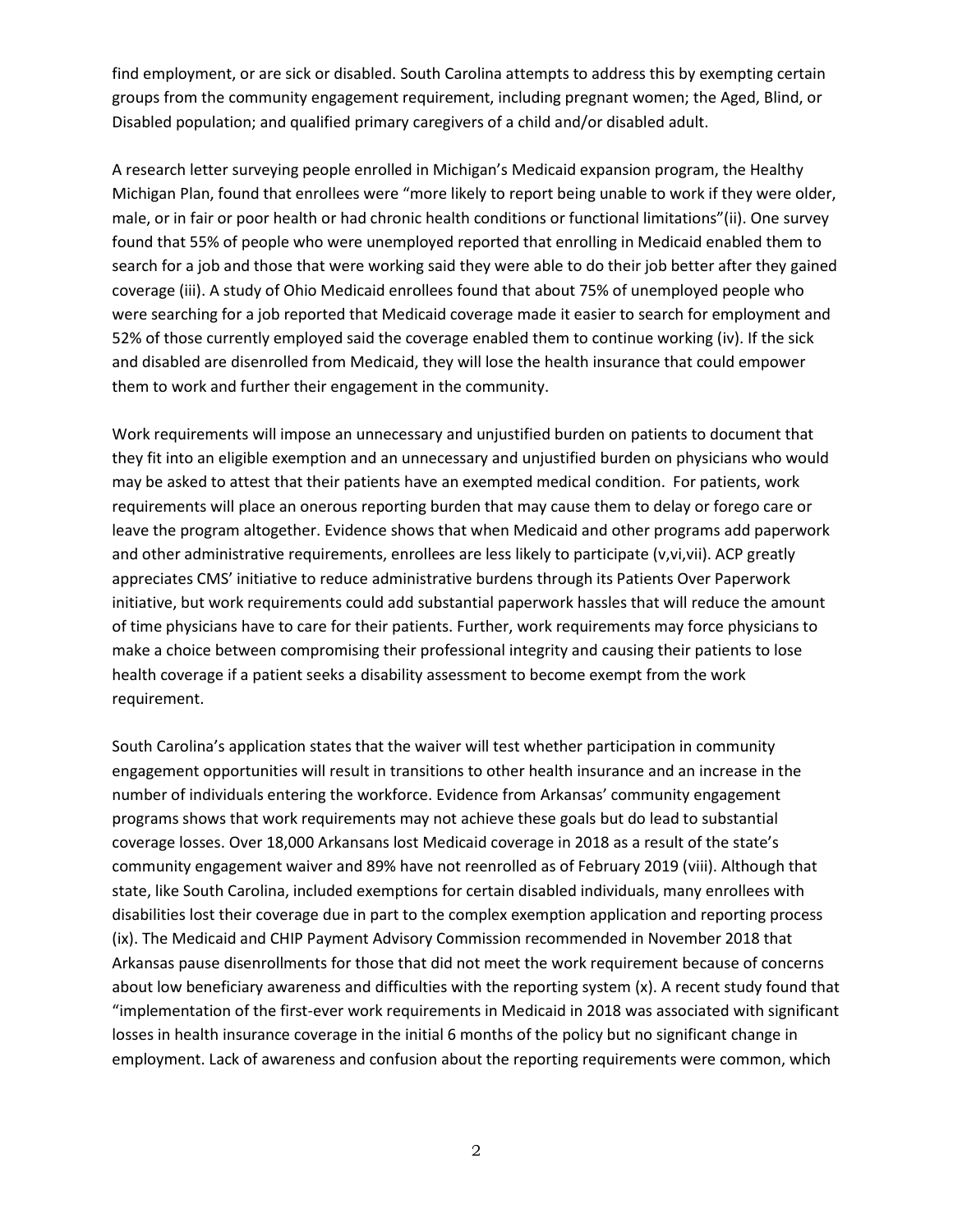find employment, or are sick or disabled. South Carolina attempts to address this by exempting certain groups from the community engagement requirement, including pregnant women; the Aged, Blind, or Disabled population; and qualified primary caregivers of a child and/or disabled adult.

A research letter surveying people enrolled in Michigan's Medicaid expansion program, the Healthy Michigan Plan, found that enrollees were "more likely to report being unable to work if they were older, male, or in fair or poor health or had chronic health conditions or functional limitations"(ii). One survey found that 55% of people who were unemployed reported that enrolling in Medicaid enabled them to search for a job and those that were working said they were able to do their job better after they gained coverage (iii). A study of Ohio Medicaid enrollees found that about 75% of unemployed people who were searching for a job reported that Medicaid coverage made it easier to search for employment and 52% of those currently employed said the coverage enabled them to continue working (iv). If the sick and disabled are disenrolled from Medicaid, they will lose the health insurance that could empower them to work and further their engagement in the community.

Work requirements will impose an unnecessary and unjustified burden on patients to document that they fit into an eligible exemption and an unnecessary and unjustified burden on physicians who would may be asked to attest that their patients have an exempted medical condition. For patients, work requirements will place an onerous reporting burden that may cause them to delay or forego care or leave the program altogether. Evidence shows that when Medicaid and other programs add paperwork and other administrative requirements, enrollees are less likely to participate (v,vi,vii). ACP greatly appreciates CMS' initiative to reduce administrative burdens through its Patients Over Paperwork initiative, but work requirements could add substantial paperwork hassles that will reduce the amount of time physicians have to care for their patients. Further, work requirements may force physicians to make a choice between compromising their professional integrity and causing their patients to lose health coverage if a patient seeks a disability assessment to become exempt from the work requirement.

South Carolina's application states that the waiver will test whether participation in community engagement opportunities will result in transitions to other health insurance and an increase in the number of individuals entering the workforce. Evidence from Arkansas' community engagement programs shows that work requirements may not achieve these goals but do lead to substantial coverage losses. Over 18,000 Arkansans lost Medicaid coverage in 2018 as a result of the state's community engagement waiver and 89% have not reenrolled as of February 2019 (viii). Although that state, like South Carolina, included exemptions for certain disabled individuals, many enrollees with disabilities lost their coverage due in part to the complex exemption application and reporting process (ix). The Medicaid and CHIP Payment Advisory Commission recommended in November 2018 that Arkansas pause disenrollments for those that did not meet the work requirement because of concerns about low beneficiary awareness and difficulties with the reporting system (x). A recent study found that "implementation of the first-ever work requirements in Medicaid in 2018 was associated with significant losses in health insurance coverage in the initial 6 months of the policy but no significant change in employment. Lack of awareness and confusion about the reporting requirements were common, which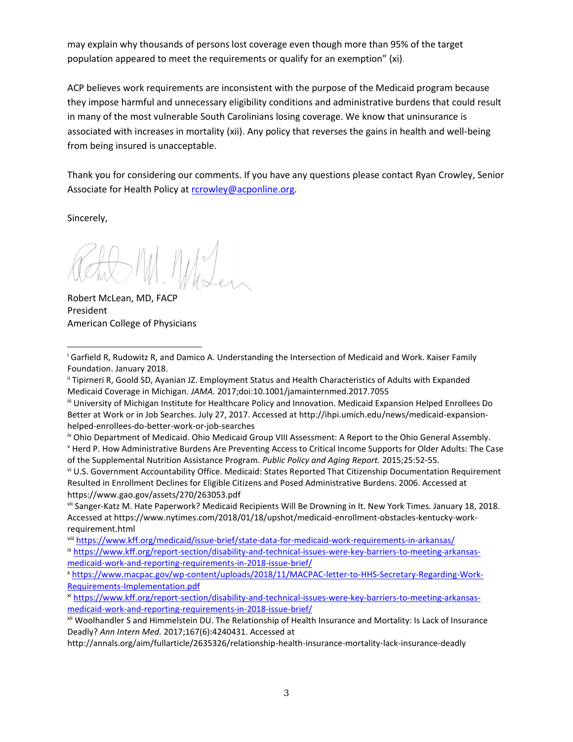may explain why thousands of persons lost coverage even though more than 95% of the target population appeared to meet the requirements or qualify for an exemption" (xi).

ACP believes work requirements are inconsistent with the purpose of the Medicaid program because they impose harmful and unnecessary eligibility conditions and administrative burdens that could result in many of the most vulnerable South Carolinians losing coverage. We know that uninsurance is associated with increases in mortality (xii). Any policy that reverses the gains in health and well-being from being insured is unacceptable.

Thank you for considering our comments. If you have any questions please contact Ryan Crowley, Senior Associate for Health Policy at rcrowley@acponline.org.

Sincerely,

Robert McLean, MD, FACP
President
American College of Physicians

---

[i] Garfield R, Rudowitz R, and Damico A. Understanding the Intersection of Medicaid and Work. Kaiser Family Foundation. January 2018.

[ii] Tipirneri R, Goold SD, Ayanian JZ. Employment Status and Health Characteristics of Adults with Expanded Medicaid Coverage in Michigan. *JAMA.* 2017;doi:10.1001/jamainternmed.2017.7055

[iii] University of Michigan Institute for Healthcare Policy and Innovation. Medicaid Expansion Helped Enrollees Do Better at Work or in Job Searches. July 27, 2017. Accessed at http://ihpi.umich.edu/news/medicaid-expansion-helped-enrollees-do-better-work-or-job-searches

[iv] Ohio Department of Medicaid. Ohio Medicaid Group VIII Assessment: A Report to the Ohio General Assembly.

[v] Herd P. How Administrative Burdens Are Preventing Access to Critical Income Supports for Older Adults: The Case of the Supplemental Nutrition Assistance Program. *Public Policy and Aging Report.* 2015;25:52-55.

[vi] U.S. Government Accountability Office. Medicaid: States Reported That Citizenship Documentation Requirement Resulted in Enrollment Declines for Eligible Citizens and Posed Administrative Burdens. 2006. Accessed at https://www.gao.gov/assets/270/263053.pdf

[vii] Sanger-Katz M. Hate Paperwork? Medicaid Recipients Will Be Drowning in It. New York Times. January 18, 2018. Accessed at https://www.nytimes.com/2018/01/18/upshot/medicaid-enrollment-obstacles-kentucky-work-requirement.html

[viii] https://www.kff.org/medicaid/issue-brief/state-data-for-medicaid-work-requirements-in-arkansas/

[ix] https://www.kff.org/report-section/disability-and-technical-issues-were-key-barriers-to-meeting-arkansas-medicaid-work-and-reporting-requirements-in-2018-issue-brief/

[x] https://www.macpac.gov/wp-content/uploads/2018/11/MACPAC-letter-to-HHS-Secretary-Regarding-Work-Requirements-Implementation.pdf

[xi] https://www.kff.org/report-section/disability-and-technical-issues-were-key-barriers-to-meeting-arkansas-medicaid-work-and-reporting-requirements-in-2018-issue-brief/

[xii] Woolhandler S and Himmelstein DU. The Relationship of Health Insurance and Mortality: Is Lack of Insurance Deadly? *Ann Intern Med.* 2017;167(6):4240431. Accessed at http://annals.org/aim/fullarticle/2635326/relationship-health-insurance-mortality-lack-insurance-deadly